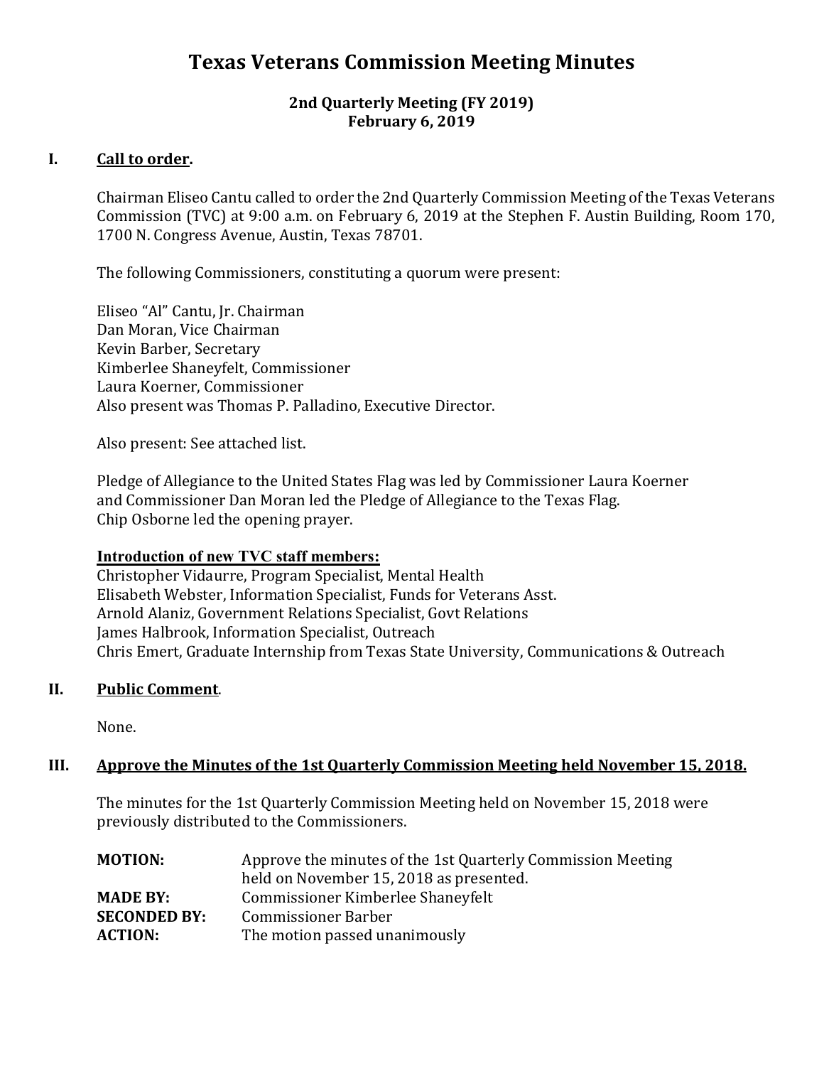# Texas Veterans Commission Meeting Minutes

**2nd Quarterly Meeting (FY 2019)**
**February 6, 2019**

## I. Call to order.

Chairman Eliseo Cantu called to order the 2nd Quarterly Commission Meeting of the Texas Veterans Commission (TVC) at 9:00 a.m. on February 6, 2019 at the Stephen F. Austin Building, Room 170, 1700 N. Congress Avenue, Austin, Texas 78701.

The following Commissioners, constituting a quorum were present:

Eliseo "Al" Cantu, Jr. Chairman
Dan Moran, Vice Chairman
Kevin Barber, Secretary
Kimberlee Shaneyfelt, Commissioner
Laura Koerner, Commissioner
Also present was Thomas P. Palladino, Executive Director.

Also present: See attached list.

Pledge of Allegiance to the United States Flag was led by Commissioner Laura Koerner and Commissioner Dan Moran led the Pledge of Allegiance to the Texas Flag.
Chip Osborne led the opening prayer.

**Introduction of new TVC staff members:**
Christopher Vidaurre, Program Specialist, Mental Health
Elisabeth Webster, Information Specialist, Funds for Veterans Asst.
Arnold Alaniz, Government Relations Specialist, Govt Relations
James Halbrook, Information Specialist, Outreach
Chris Emert, Graduate Internship from Texas State University, Communications & Outreach

## II. Public Comment.

None.

## III. Approve the Minutes of the 1st Quarterly Commission Meeting held November 15, 2018.

The minutes for the 1st Quarterly Commission Meeting held on November 15, 2018 were previously distributed to the Commissioners.

**MOTION:** Approve the minutes of the 1st Quarterly Commission Meeting held on November 15, 2018 as presented.
**MADE BY:** Commissioner Kimberlee Shaneyfelt
**SECONDED BY:** Commissioner Barber
**ACTION:** The motion passed unanimously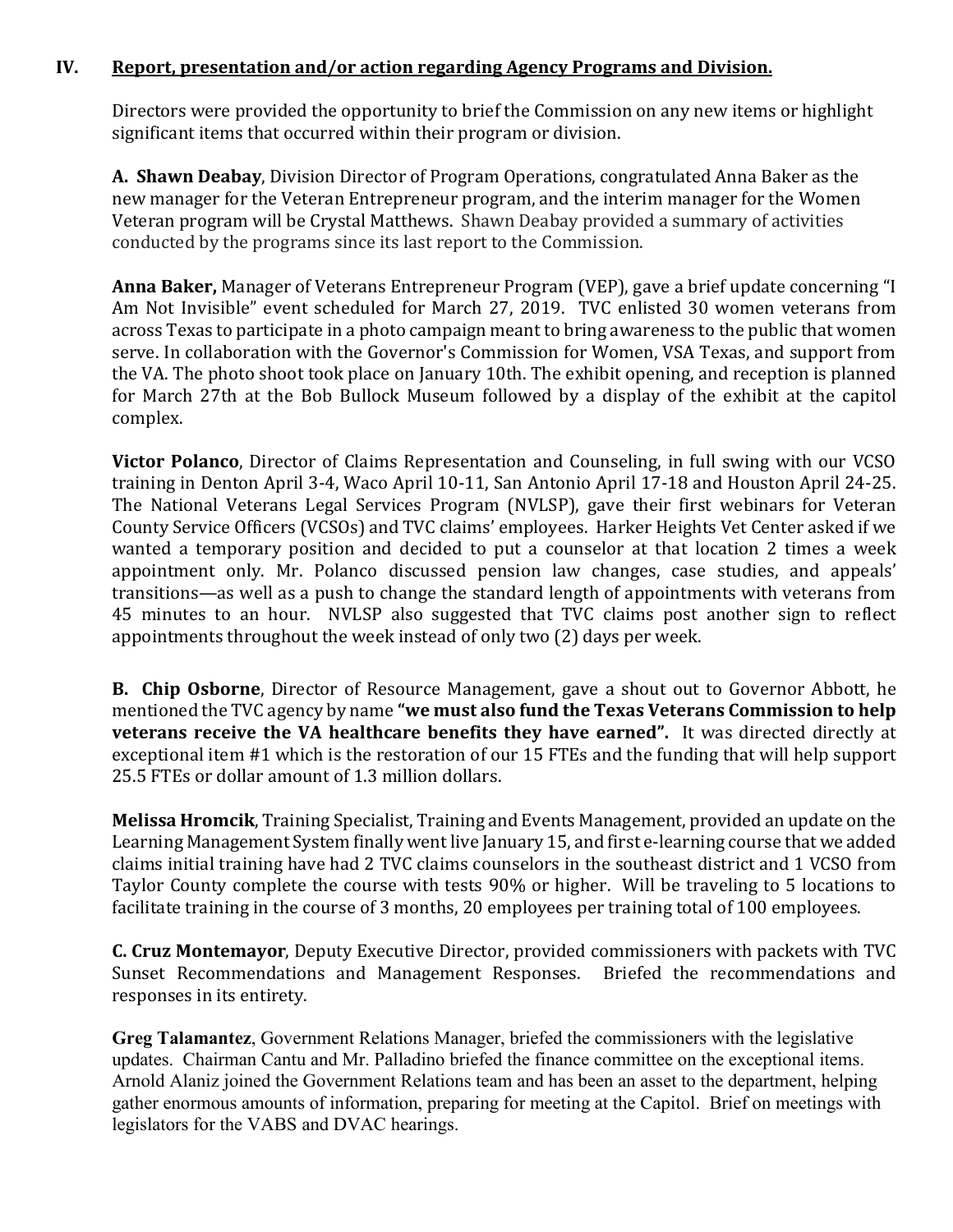## IV. Report, presentation and/or action regarding Agency Programs and Division.

Directors were provided the opportunity to brief the Commission on any new items or highlight significant items that occurred within their program or division.

**A. Shawn Deabay**, Division Director of Program Operations, congratulated Anna Baker as the new manager for the Veteran Entrepreneur program, and the interim manager for the Women Veteran program will be Crystal Matthews. Shawn Deabay provided a summary of activities conducted by the programs since its last report to the Commission.

**Anna Baker,** Manager of Veterans Entrepreneur Program (VEP), gave a brief update concerning "I Am Not Invisible" event scheduled for March 27, 2019. TVC enlisted 30 women veterans from across Texas to participate in a photo campaign meant to bring awareness to the public that women serve. In collaboration with the Governor's Commission for Women, VSA Texas, and support from the VA. The photo shoot took place on January 10th. The exhibit opening, and reception is planned for March 27th at the Bob Bullock Museum followed by a display of the exhibit at the capitol complex.

**Victor Polanco**, Director of Claims Representation and Counseling, in full swing with our VCSO training in Denton April 3-4, Waco April 10-11, San Antonio April 17-18 and Houston April 24-25. The National Veterans Legal Services Program (NVLSP), gave their first webinars for Veteran County Service Officers (VCSOs) and TVC claims' employees. Harker Heights Vet Center asked if we wanted a temporary position and decided to put a counselor at that location 2 times a week appointment only. Mr. Polanco discussed pension law changes, case studies, and appeals' transitions—as well as a push to change the standard length of appointments with veterans from 45 minutes to an hour. NVLSP also suggested that TVC claims post another sign to reflect appointments throughout the week instead of only two (2) days per week.

**B. Chip Osborne**, Director of Resource Management, gave a shout out to Governor Abbott, he mentioned the TVC agency by name **"we must also fund the Texas Veterans Commission to help veterans receive the VA healthcare benefits they have earned".** It was directed directly at exceptional item #1 which is the restoration of our 15 FTEs and the funding that will help support 25.5 FTEs or dollar amount of 1.3 million dollars.

**Melissa Hromcik**, Training Specialist, Training and Events Management, provided an update on the Learning Management System finally went live January 15, and first e-learning course that we added claims initial training have had 2 TVC claims counselors in the southeast district and 1 VCSO from Taylor County complete the course with tests 90% or higher. Will be traveling to 5 locations to facilitate training in the course of 3 months, 20 employees per training total of 100 employees.

**C. Cruz Montemayor**, Deputy Executive Director, provided commissioners with packets with TVC Sunset Recommendations and Management Responses. Briefed the recommendations and responses in its entirety.

**Greg Talamantez**, Government Relations Manager, briefed the commissioners with the legislative updates. Chairman Cantu and Mr. Palladino briefed the finance committee on the exceptional items. Arnold Alaniz joined the Government Relations team and has been an asset to the department, helping gather enormous amounts of information, preparing for meeting at the Capitol. Brief on meetings with legislators for the VABS and DVAC hearings.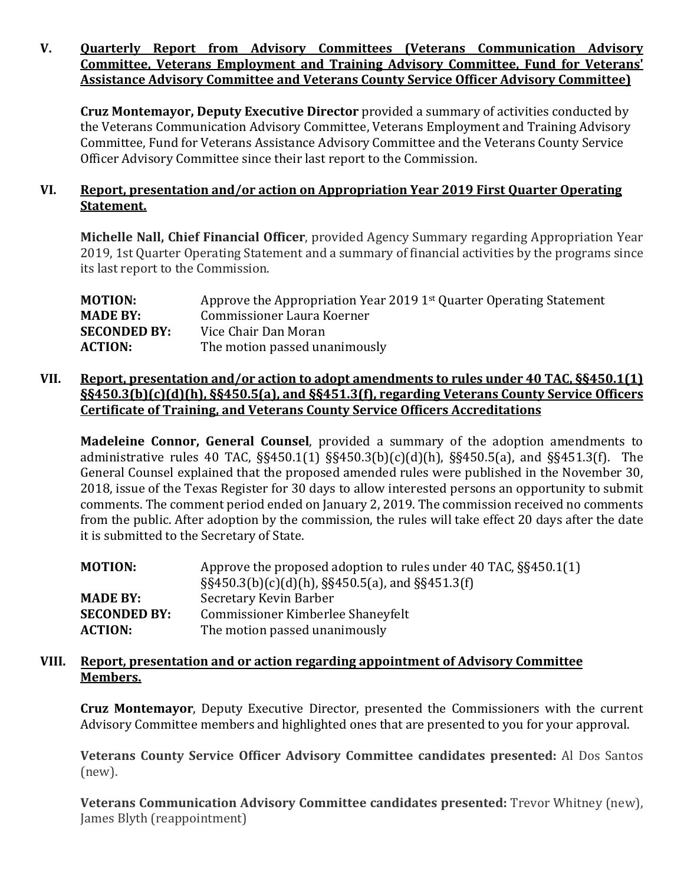## V. Quarterly Report from Advisory Committees (Veterans Communication Advisory Committee, Veterans Employment and Training Advisory Committee, Fund for Veterans' Assistance Advisory Committee and Veterans County Service Officer Advisory Committee)

**Cruz Montemayor, Deputy Executive Director** provided a summary of activities conducted by the Veterans Communication Advisory Committee, Veterans Employment and Training Advisory Committee, Fund for Veterans Assistance Advisory Committee and the Veterans County Service Officer Advisory Committee since their last report to the Commission.

## VI. Report, presentation and/or action on Appropriation Year 2019 First Quarter Operating Statement.

**Michelle Nall, Chief Financial Officer**, provided Agency Summary regarding Appropriation Year 2019, 1st Quarter Operating Statement and a summary of financial activities by the programs since its last report to the Commission.

**MOTION:** Approve the Appropriation Year 2019 1st Quarter Operating Statement
**MADE BY:** Commissioner Laura Koerner
**SECONDED BY:** Vice Chair Dan Moran
**ACTION:** The motion passed unanimously

## VII. Report, presentation and/or action to adopt amendments to rules under 40 TAC, §§450.1(1) §§450.3(b)(c)(d)(h), §§450.5(a), and §§451.3(f), regarding Veterans County Service Officers Certificate of Training, and Veterans County Service Officers Accreditations

**Madeleine Connor, General Counsel**, provided a summary of the adoption amendments to administrative rules 40 TAC, §§450.1(1) §§450.3(b)(c)(d)(h), §§450.5(a), and §§451.3(f). The General Counsel explained that the proposed amended rules were published in the November 30, 2018, issue of the Texas Register for 30 days to allow interested persons an opportunity to submit comments. The comment period ended on January 2, 2019. The commission received no comments from the public. After adoption by the commission, the rules will take effect 20 days after the date it is submitted to the Secretary of State.

**MOTION:** Approve the proposed adoption to rules under 40 TAC, §§450.1(1) §§450.3(b)(c)(d)(h), §§450.5(a), and §§451.3(f)
**MADE BY:** Secretary Kevin Barber
**SECONDED BY:** Commissioner Kimberlee Shaneyfelt
**ACTION:** The motion passed unanimously

## VIII. Report, presentation and or action regarding appointment of Advisory Committee Members.

**Cruz Montemayor**, Deputy Executive Director, presented the Commissioners with the current Advisory Committee members and highlighted ones that are presented to you for your approval.

**Veterans County Service Officer Advisory Committee candidates presented:** Al Dos Santos (new).

**Veterans Communication Advisory Committee candidates presented:** Trevor Whitney (new), James Blyth (reappointment)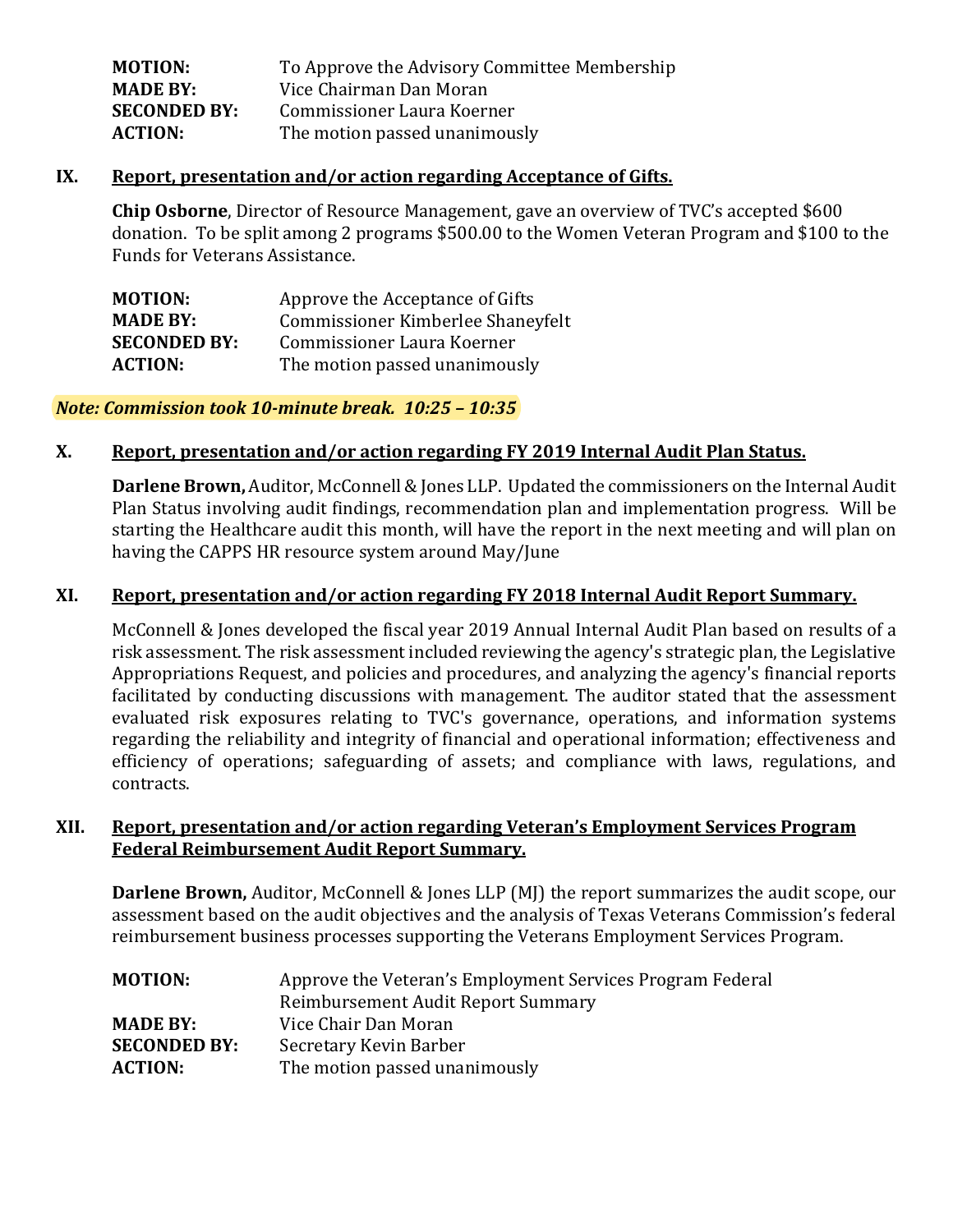| | |
|---|---|
| **MOTION:** | To Approve the Advisory Committee Membership |
| **MADE BY:** | Vice Chairman Dan Moran |
| **SECONDED BY:** | Commissioner Laura Koerner |
| **ACTION:** | The motion passed unanimously |

## IX. Report, presentation and/or action regarding Acceptance of Gifts.

**Chip Osborne**, Director of Resource Management, gave an overview of TVC's accepted $600 donation. To be split among 2 programs $500.00 to the Women Veteran Program and $100 to the Funds for Veterans Assistance.

| | |
|---|---|
| **MOTION:** | Approve the Acceptance of Gifts |
| **MADE BY:** | Commissioner Kimberlee Shaneyfelt |
| **SECONDED BY:** | Commissioner Laura Koerner |
| **ACTION:** | The motion passed unanimously |

***Note: Commission took 10-minute break. 10:25 – 10:35***

## X. Report, presentation and/or action regarding FY 2019 Internal Audit Plan Status.

**Darlene Brown,** Auditor, McConnell & Jones LLP. Updated the commissioners on the Internal Audit Plan Status involving audit findings, recommendation plan and implementation progress. Will be starting the Healthcare audit this month, will have the report in the next meeting and will plan on having the CAPPS HR resource system around May/June

## XI. Report, presentation and/or action regarding FY 2018 Internal Audit Report Summary.

McConnell & Jones developed the fiscal year 2019 Annual Internal Audit Plan based on results of a risk assessment. The risk assessment included reviewing the agency's strategic plan, the Legislative Appropriations Request, and policies and procedures, and analyzing the agency's financial reports facilitated by conducting discussions with management. The auditor stated that the assessment evaluated risk exposures relating to TVC's governance, operations, and information systems regarding the reliability and integrity of financial and operational information; effectiveness and efficiency of operations; safeguarding of assets; and compliance with laws, regulations, and contracts.

## XII. Report, presentation and/or action regarding Veteran's Employment Services Program Federal Reimbursement Audit Report Summary.

**Darlene Brown,** Auditor, McConnell & Jones LLP (MJ) the report summarizes the audit scope, our assessment based on the audit objectives and the analysis of Texas Veterans Commission's federal reimbursement business processes supporting the Veterans Employment Services Program.

| | |
|---|---|
| **MOTION:** | Approve the Veteran's Employment Services Program Federal Reimbursement Audit Report Summary |
| **MADE BY:** | Vice Chair Dan Moran |
| **SECONDED BY:** | Secretary Kevin Barber |
| **ACTION:** | The motion passed unanimously |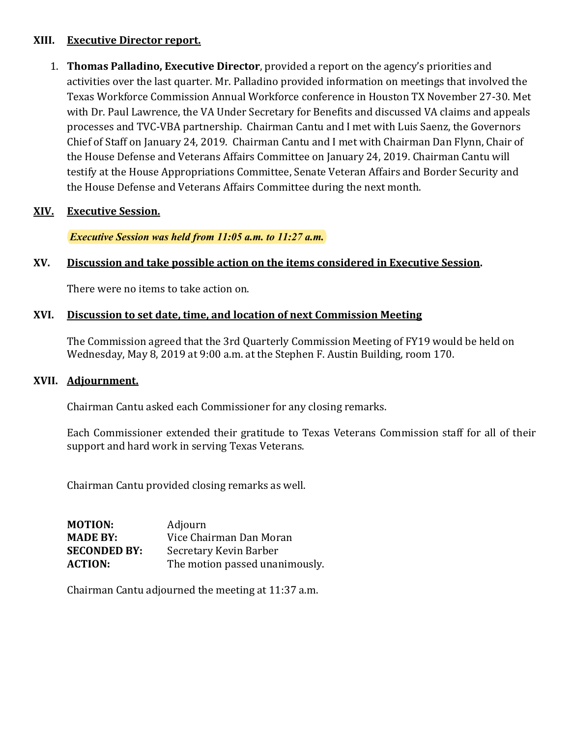## XIII. Executive Director report.

1. **Thomas Palladino, Executive Director**, provided a report on the agency's priorities and activities over the last quarter. Mr. Palladino provided information on meetings that involved the Texas Workforce Commission Annual Workforce conference in Houston TX November 27-30. Met with Dr. Paul Lawrence, the VA Under Secretary for Benefits and discussed VA claims and appeals processes and TVC-VBA partnership. Chairman Cantu and I met with Luis Saenz, the Governors Chief of Staff on January 24, 2019. Chairman Cantu and I met with Chairman Dan Flynn, Chair of the House Defense and Veterans Affairs Committee on January 24, 2019. Chairman Cantu will testify at the House Appropriations Committee, Senate Veteran Affairs and Border Security and the House Defense and Veterans Affairs Committee during the next month.

## XIV. Executive Session.

***Executive Session was held from 11:05 a.m. to 11:27 a.m.***

## XV. Discussion and take possible action on the items considered in Executive Session.

There were no items to take action on.

## XVI. Discussion to set date, time, and location of next Commission Meeting

The Commission agreed that the 3rd Quarterly Commission Meeting of FY19 would be held on Wednesday, May 8, 2019 at 9:00 a.m. at the Stephen F. Austin Building, room 170.

## XVII. Adjournment.

Chairman Cantu asked each Commissioner for any closing remarks.

Each Commissioner extended their gratitude to Texas Veterans Commission staff for all of their support and hard work in serving Texas Veterans.

Chairman Cantu provided closing remarks as well.

**MOTION:** Adjourn
**MADE BY:** Vice Chairman Dan Moran
**SECONDED BY:** Secretary Kevin Barber
**ACTION:** The motion passed unanimously.

Chairman Cantu adjourned the meeting at 11:37 a.m.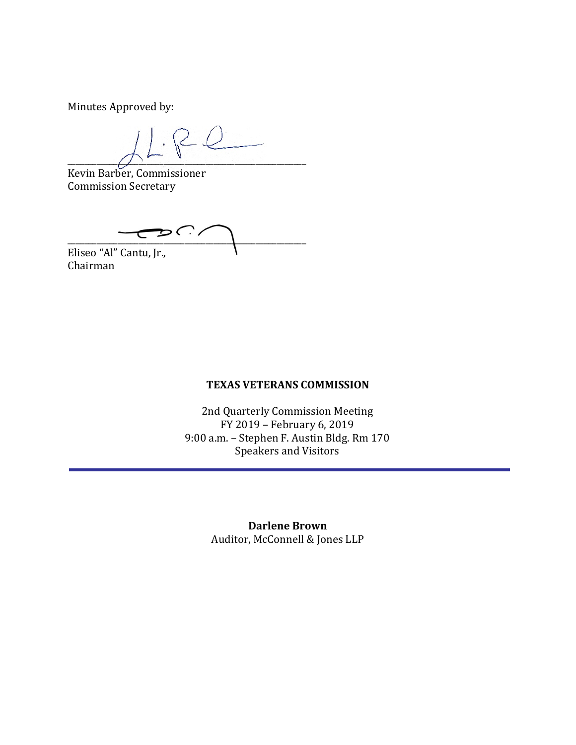Minutes Approved by:

\_\_\_\_\_\_\_\_\_\_\_\_\_\_\_\_\_\_\_\_\_\_\_\_\_\_\_\_\_\_\_\_\_\_\_\_\_\_\_\_\_\_\_\_\_\_

Kevin Barber, Commissioner
Commission Secretary

\_\_\_\_\_\_\_\_\_\_\_\_\_\_\_\_\_\_\_\_\_\_\_\_\_\_\_\_\_\_\_\_\_\_\_\_\_\_\_\_\_\_\_\_\_\_

Eliseo "Al" Cantu, Jr.,
Chairman

**TEXAS VETERANS COMMISSION**

2nd Quarterly Commission Meeting
FY 2019 – February 6, 2019
9:00 a.m. – Stephen F. Austin Bldg. Rm 170
Speakers and Visitors

---

**Darlene Brown**
Auditor, McConnell & Jones LLP